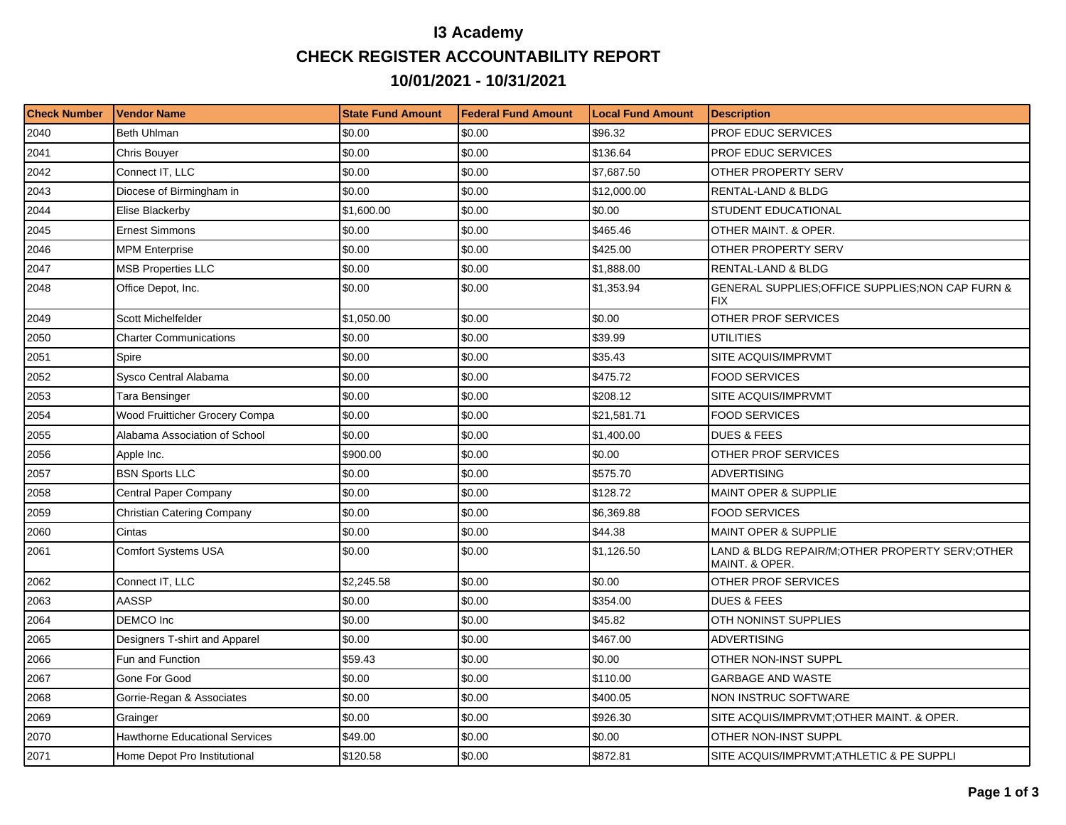# I3 Academy

## CHECK REGISTER ACCOUNTABILITY REPORT

## 10/01/2021 - 10/31/2021

| Check Number | Vendor Name | State Fund Amount | Federal Fund Amount | Local Fund Amount | Description |
|---|---|---|---|---|---|
| 2040 | Beth Uhlman | $0.00 | $0.00 | $96.32 | PROF EDUC SERVICES |
| 2041 | Chris Bouyer | $0.00 | $0.00 | $136.64 | PROF EDUC SERVICES |
| 2042 | Connect IT, LLC | $0.00 | $0.00 | $7,687.50 | OTHER PROPERTY SERV |
| 2043 | Diocese of Birmingham in | $0.00 | $0.00 | $12,000.00 | RENTAL-LAND & BLDG |
| 2044 | Elise Blackerby | $1,600.00 | $0.00 | $0.00 | STUDENT EDUCATIONAL |
| 2045 | Ernest Simmons | $0.00 | $0.00 | $465.46 | OTHER MAINT. & OPER. |
| 2046 | MPM Enterprise | $0.00 | $0.00 | $425.00 | OTHER PROPERTY SERV |
| 2047 | MSB Properties LLC | $0.00 | $0.00 | $1,888.00 | RENTAL-LAND & BLDG |
| 2048 | Office Depot, Inc. | $0.00 | $0.00 | $1,353.94 | GENERAL SUPPLIES;OFFICE SUPPLIES;NON CAP FURN & FIX |
| 2049 | Scott Michelfelder | $1,050.00 | $0.00 | $0.00 | OTHER PROF SERVICES |
| 2050 | Charter Communications | $0.00 | $0.00 | $39.99 | UTILITIES |
| 2051 | Spire | $0.00 | $0.00 | $35.43 | SITE ACQUIS/IMPRVMT |
| 2052 | Sysco Central Alabama | $0.00 | $0.00 | $475.72 | FOOD SERVICES |
| 2053 | Tara Bensinger | $0.00 | $0.00 | $208.12 | SITE ACQUIS/IMPRVMT |
| 2054 | Wood Fruitticher Grocery Compa | $0.00 | $0.00 | $21,581.71 | FOOD SERVICES |
| 2055 | Alabama Association of School | $0.00 | $0.00 | $1,400.00 | DUES & FEES |
| 2056 | Apple Inc. | $900.00 | $0.00 | $0.00 | OTHER PROF SERVICES |
| 2057 | BSN Sports LLC | $0.00 | $0.00 | $575.70 | ADVERTISING |
| 2058 | Central Paper Company | $0.00 | $0.00 | $128.72 | MAINT OPER & SUPPLIE |
| 2059 | Christian Catering Company | $0.00 | $0.00 | $6,369.88 | FOOD SERVICES |
| 2060 | Cintas | $0.00 | $0.00 | $44.38 | MAINT OPER & SUPPLIE |
| 2061 | Comfort Systems USA | $0.00 | $0.00 | $1,126.50 | LAND & BLDG REPAIR/M;OTHER PROPERTY SERV;OTHER MAINT. & OPER. |
| 2062 | Connect IT, LLC | $2,245.58 | $0.00 | $0.00 | OTHER PROF SERVICES |
| 2063 | AASSP | $0.00 | $0.00 | $354.00 | DUES & FEES |
| 2064 | DEMCO Inc | $0.00 | $0.00 | $45.82 | OTH NONINST SUPPLIES |
| 2065 | Designers T-shirt and Apparel | $0.00 | $0.00 | $467.00 | ADVERTISING |
| 2066 | Fun and Function | $59.43 | $0.00 | $0.00 | OTHER NON-INST SUPPL |
| 2067 | Gone For Good | $0.00 | $0.00 | $110.00 | GARBAGE AND WASTE |
| 2068 | Gorrie-Regan & Associates | $0.00 | $0.00 | $400.05 | NON INSTRUC SOFTWARE |
| 2069 | Grainger | $0.00 | $0.00 | $926.30 | SITE ACQUIS/IMPRVMT;OTHER MAINT. & OPER. |
| 2070 | Hawthorne Educational Services | $49.00 | $0.00 | $0.00 | OTHER NON-INST SUPPL |
| 2071 | Home Depot Pro Institutional | $120.58 | $0.00 | $872.81 | SITE ACQUIS/IMPRVMT;ATHLETIC & PE SUPPLI |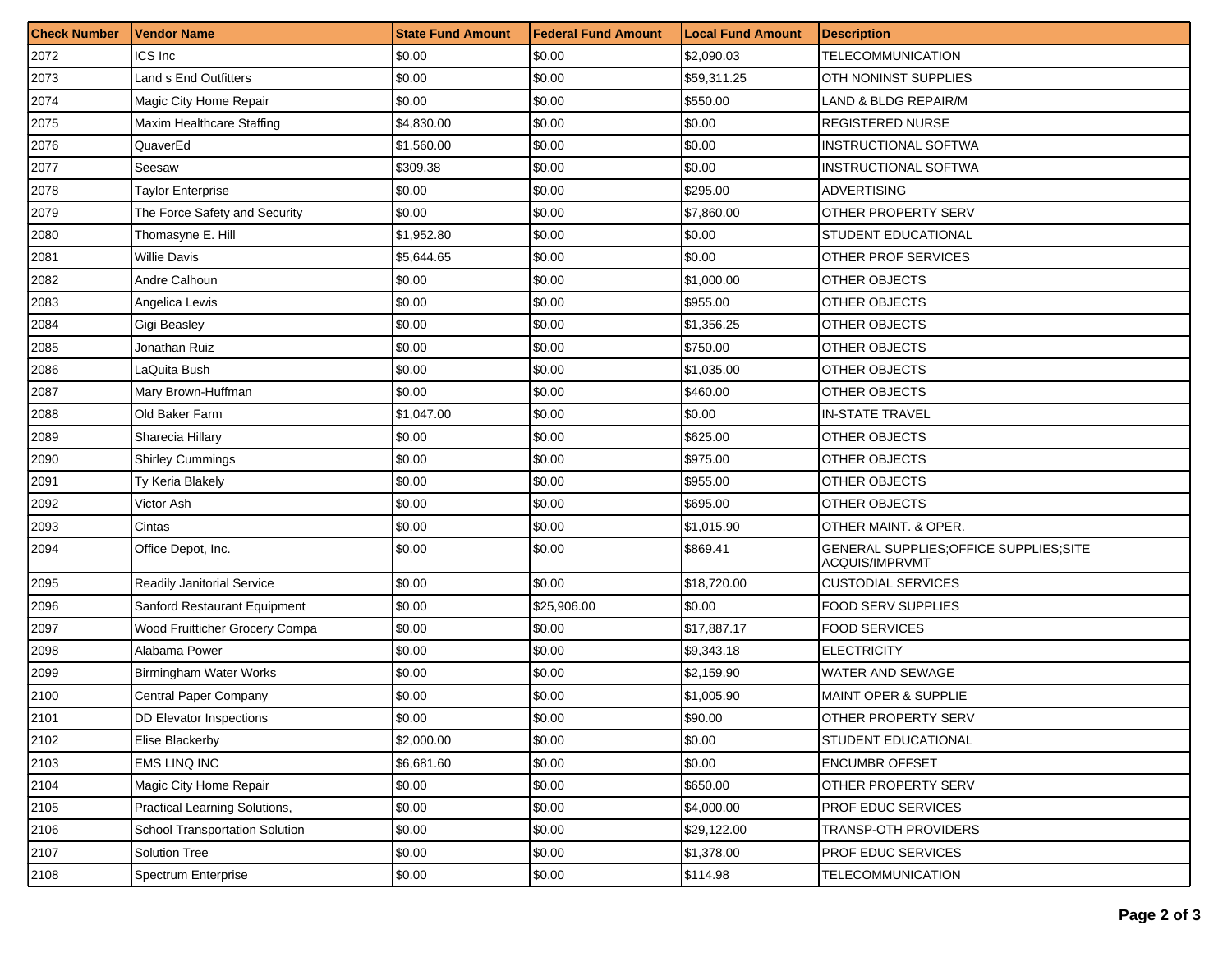| Check Number | Vendor Name | State Fund Amount | Federal Fund Amount | Local Fund Amount | Description |
|---|---|---|---|---|---|
| 2072 | ICS Inc | $0.00 | $0.00 | $2,090.03 | TELECOMMUNICATION |
| 2073 | Land s End Outfitters | $0.00 | $0.00 | $59,311.25 | OTH NONINST SUPPLIES |
| 2074 | Magic City Home Repair | $0.00 | $0.00 | $550.00 | LAND & BLDG REPAIR/M |
| 2075 | Maxim Healthcare Staffing | $4,830.00 | $0.00 | $0.00 | REGISTERED NURSE |
| 2076 | QuaverEd | $1,560.00 | $0.00 | $0.00 | INSTRUCTIONAL SOFTWA |
| 2077 | Seesaw | $309.38 | $0.00 | $0.00 | INSTRUCTIONAL SOFTWA |
| 2078 | Taylor Enterprise | $0.00 | $0.00 | $295.00 | ADVERTISING |
| 2079 | The Force Safety and Security | $0.00 | $0.00 | $7,860.00 | OTHER PROPERTY SERV |
| 2080 | Thomasyne E. Hill | $1,952.80 | $0.00 | $0.00 | STUDENT EDUCATIONAL |
| 2081 | Willie Davis | $5,644.65 | $0.00 | $0.00 | OTHER PROF SERVICES |
| 2082 | Andre Calhoun | $0.00 | $0.00 | $1,000.00 | OTHER OBJECTS |
| 2083 | Angelica Lewis | $0.00 | $0.00 | $955.00 | OTHER OBJECTS |
| 2084 | Gigi Beasley | $0.00 | $0.00 | $1,356.25 | OTHER OBJECTS |
| 2085 | Jonathan Ruiz | $0.00 | $0.00 | $750.00 | OTHER OBJECTS |
| 2086 | LaQuita Bush | $0.00 | $0.00 | $1,035.00 | OTHER OBJECTS |
| 2087 | Mary Brown-Huffman | $0.00 | $0.00 | $460.00 | OTHER OBJECTS |
| 2088 | Old Baker Farm | $1,047.00 | $0.00 | $0.00 | IN-STATE TRAVEL |
| 2089 | Sharecia Hillary | $0.00 | $0.00 | $625.00 | OTHER OBJECTS |
| 2090 | Shirley Cummings | $0.00 | $0.00 | $975.00 | OTHER OBJECTS |
| 2091 | Ty Keria Blakely | $0.00 | $0.00 | $955.00 | OTHER OBJECTS |
| 2092 | Victor Ash | $0.00 | $0.00 | $695.00 | OTHER OBJECTS |
| 2093 | Cintas | $0.00 | $0.00 | $1,015.90 | OTHER MAINT. & OPER. |
| 2094 | Office Depot, Inc. | $0.00 | $0.00 | $869.41 | GENERAL SUPPLIES;OFFICE SUPPLIES;SITE ACQUIS/IMPRVMT |
| 2095 | Readily Janitorial Service | $0.00 | $0.00 | $18,720.00 | CUSTODIAL SERVICES |
| 2096 | Sanford Restaurant Equipment | $0.00 | $25,906.00 | $0.00 | FOOD SERV SUPPLIES |
| 2097 | Wood Fruitticher Grocery Compa | $0.00 | $0.00 | $17,887.17 | FOOD SERVICES |
| 2098 | Alabama Power | $0.00 | $0.00 | $9,343.18 | ELECTRICITY |
| 2099 | Birmingham Water Works | $0.00 | $0.00 | $2,159.90 | WATER AND SEWAGE |
| 2100 | Central Paper Company | $0.00 | $0.00 | $1,005.90 | MAINT OPER & SUPPLIE |
| 2101 | DD Elevator Inspections | $0.00 | $0.00 | $90.00 | OTHER PROPERTY SERV |
| 2102 | Elise Blackerby | $2,000.00 | $0.00 | $0.00 | STUDENT EDUCATIONAL |
| 2103 | EMS LINQ INC | $6,681.60 | $0.00 | $0.00 | ENCUMBR OFFSET |
| 2104 | Magic City Home Repair | $0.00 | $0.00 | $650.00 | OTHER PROPERTY SERV |
| 2105 | Practical Learning Solutions, | $0.00 | $0.00 | $4,000.00 | PROF EDUC SERVICES |
| 2106 | School Transportation Solution | $0.00 | $0.00 | $29,122.00 | TRANSP-OTH PROVIDERS |
| 2107 | Solution Tree | $0.00 | $0.00 | $1,378.00 | PROF EDUC SERVICES |
| 2108 | Spectrum Enterprise | $0.00 | $0.00 | $114.98 | TELECOMMUNICATION |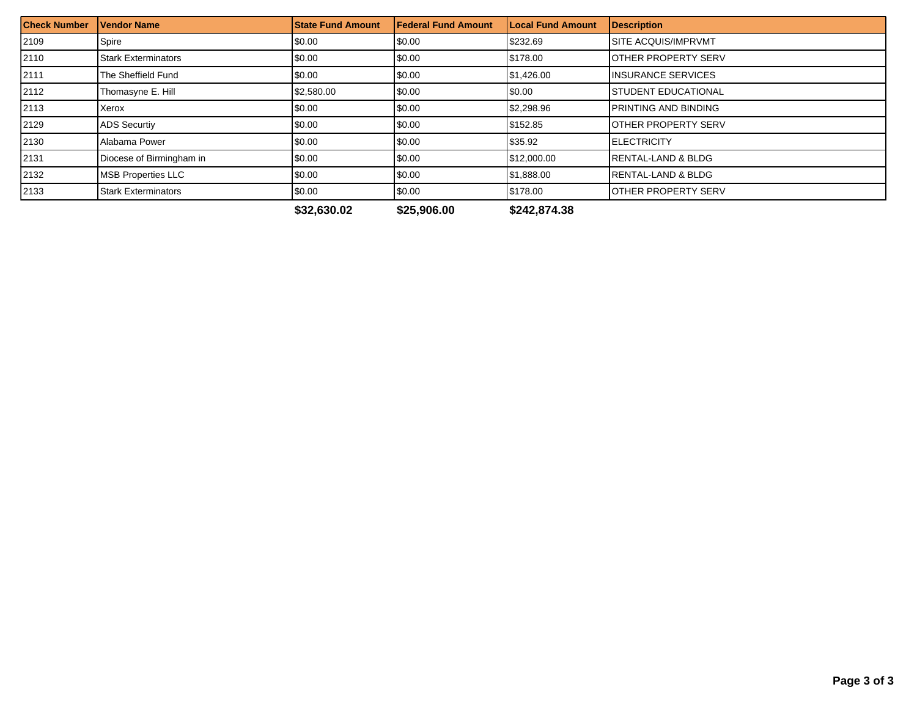| Check Number | Vendor Name | State Fund Amount | Federal Fund Amount | Local Fund Amount | Description |
|---|---|---|---|---|---|
| 2109 | Spire | $0.00 | $0.00 | $232.69 | SITE ACQUIS/IMPRVMT |
| 2110 | Stark Exterminators | $0.00 | $0.00 | $178.00 | OTHER PROPERTY SERV |
| 2111 | The Sheffield Fund | $0.00 | $0.00 | $1,426.00 | INSURANCE SERVICES |
| 2112 | Thomasyne E. Hill | $2,580.00 | $0.00 | $0.00 | STUDENT EDUCATIONAL |
| 2113 | Xerox | $0.00 | $0.00 | $2,298.96 | PRINTING AND BINDING |
| 2129 | ADS Securtiy | $0.00 | $0.00 | $152.85 | OTHER PROPERTY SERV |
| 2130 | Alabama Power | $0.00 | $0.00 | $35.92 | ELECTRICITY |
| 2131 | Diocese of Birmingham in | $0.00 | $0.00 | $12,000.00 | RENTAL-LAND & BLDG |
| 2132 | MSB Properties LLC | $0.00 | $0.00 | $1,888.00 | RENTAL-LAND & BLDG |
| 2133 | Stark Exterminators | $0.00 | $0.00 | $178.00 | OTHER PROPERTY SERV |
| | | **$32,630.02** | **$25,906.00** | **$242,874.38** | |